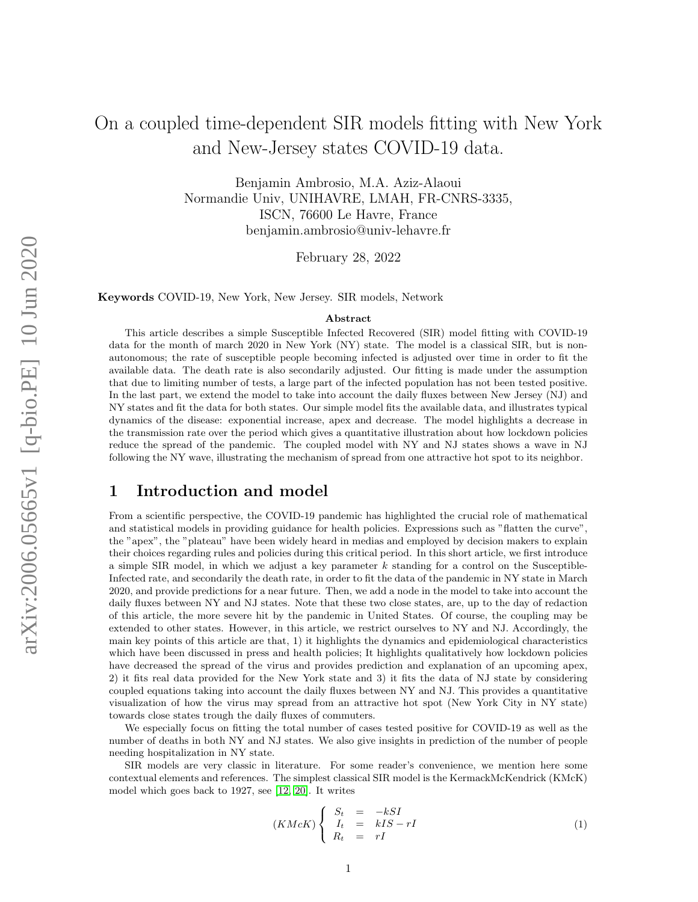# On a coupled time-dependent SIR models fitting with New York and New-Jersey states COVID-19 data.

Benjamin Ambrosio, M.A. Aziz-Alaoui
Normandie Univ, UNIHAVRE, LMAH, FR-CNRS-3335,
ISCN, 76600 Le Havre, France
benjamin.ambrosio@univ-lehavre.fr

February 28, 2022

**Keywords** COVID-19, New York, New Jersey. SIR models, Network

**Abstract**

This article describes a simple Susceptible Infected Recovered (SIR) model fitting with COVID-19 data for the month of march 2020 in New York (NY) state. The model is a classical SIR, but is non-autonomous; the rate of susceptible people becoming infected is adjusted over time in order to fit the available data. The death rate is also secondarily adjusted. Our fitting is made under the assumption that due to limiting number of tests, a large part of the infected population has not been tested positive. In the last part, we extend the model to take into account the daily fluxes between New Jersey (NJ) and NY states and fit the data for both states. Our simple model fits the available data, and illustrates typical dynamics of the disease: exponential increase, apex and decrease. The model highlights a decrease in the transmission rate over the period which gives a quantitative illustration about how lockdown policies reduce the spread of the pandemic. The coupled model with NY and NJ states shows a wave in NJ following the NY wave, illustrating the mechanism of spread from one attractive hot spot to its neighbor.

## 1 Introduction and model

From a scientific perspective, the COVID-19 pandemic has highlighted the crucial role of mathematical and statistical models in providing guidance for health policies. Expressions such as "flatten the curve", the "apex", the "plateau" have been widely heard in medias and employed by decision makers to explain their choices regarding rules and policies during this critical period. In this short article, we first introduce a simple SIR model, in which we adjust a key parameter $k$ standing for a control on the Susceptible-Infected rate, and secondarily the death rate, in order to fit the data of the pandemic in NY state in March 2020, and provide predictions for a near future. Then, we add a node in the model to take into account the daily fluxes between NY and NJ states. Note that these two close states, are, up to the day of redaction of this article, the more severe hit by the pandemic in United States. Of course, the coupling may be extended to other states. However, in this article, we restrict ourselves to NY and NJ. Accordingly, the main key points of this article are that, 1) it highlights the dynamics and epidemiological characteristics which have been discussed in press and health policies; It highlights qualitatively how lockdown policies have decreased the spread of the virus and provides prediction and explanation of an upcoming apex, 2) it fits real data provided for the New York state and 3) it fits the data of NJ state by considering coupled equations taking into account the daily fluxes between NY and NJ. This provides a quantitative visualization of how the virus may spread from an attractive hot spot (New York City in NY state) towards close states trough the daily fluxes of commuters.

We especially focus on fitting the total number of cases tested positive for COVID-19 as well as the number of deaths in both NY and NJ states. We also give insights in prediction of the number of people needing hospitalization in NY state.

SIR models are very classic in literature. For some reader's convenience, we mention here some contextual elements and references. The simplest classical SIR model is the KermackMcKendrick (KMcK) model which goes back to 1927, see [12, 20]. It writes

$$(KMcK)\begin{cases} S_t &= -kSI \\ I_t &= kIS - rI \\ R_t &= rI \end{cases} \tag{1}$$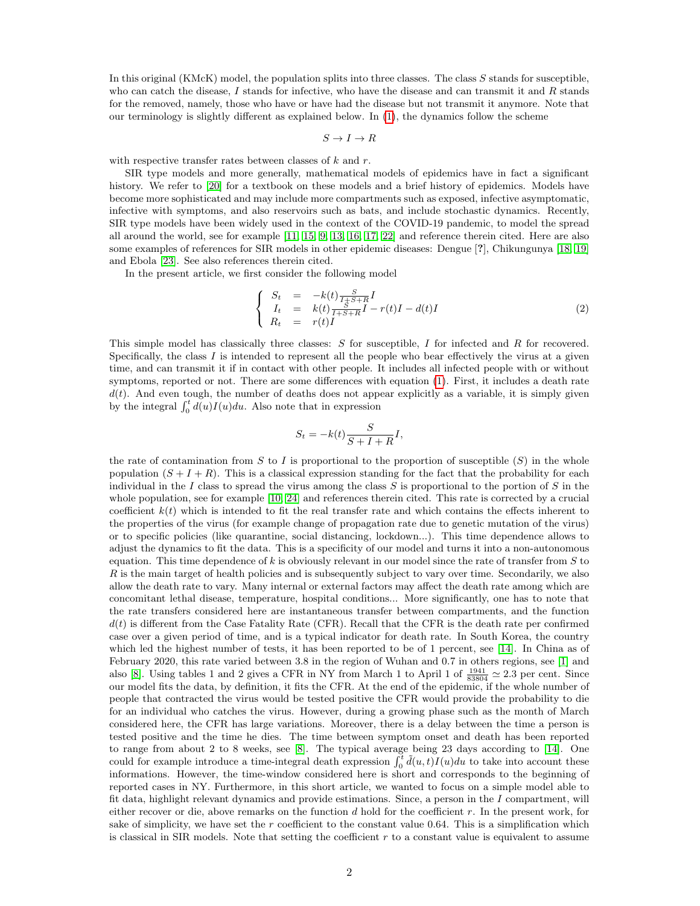In this original (KMcK) model, the population splits into three classes. The class $S$ stands for susceptible, who can catch the disease, $I$ stands for infective, who have the disease and can transmit it and $R$ stands for the removed, namely, those who have or have had the disease but not transmit it anymore. Note that our terminology is slightly different as explained below. In (1), the dynamics follow the scheme

$$S \to I \to R$$

with respective transfer rates between classes of $k$ and $r$.

SIR type models and more generally, mathematical models of epidemics have in fact a significant history. We refer to [20] for a textbook on these models and a brief history of epidemics. Models have become more sophisticated and may include more compartments such as exposed, infective asymptomatic, infective with symptoms, and also reservoirs such as bats, and include stochastic dynamics. Recently, SIR type models have been widely used in the context of the COVID-19 pandemic, to model the spread all around the world, see for example [11, 15, 9, 13, 16, 17, 22] and reference therein cited. Here are also some examples of references for SIR models in other epidemic diseases: Dengue [?], Chikungunya [18, 19] and Ebola [23]. See also references therein cited.

In the present article, we first consider the following model

$$\left\{ \begin{array}{rcl} S_t & = & -k(t)\frac{S}{I+S+R}I \\ I_t & = & k(t)\frac{S}{I+S+R}I - r(t)I - d(t)I \\ R_t & = & r(t)I \end{array} \right. \tag{2}$$

This simple model has classically three classes: $S$ for susceptible, $I$ for infected and $R$ for recovered. Specifically, the class $I$ is intended to represent all the people who bear effectively the virus at a given time, and can transmit it if in contact with other people. It includes all infected people with or without symptoms, reported or not. There are some differences with equation (1). First, it includes a death rate $d(t)$. And even tough, the number of deaths does not appear explicitly as a variable, it is simply given by the integral $\int_0^t d(u)I(u)du$. Also note that in expression

$$S_t = -k(t)\frac{S}{S+I+R}I,$$

the rate of contamination from $S$ to $I$ is proportional to the proportion of susceptible ($S$) in the whole population ($S+I+R$). This is a classical expression standing for the fact that the probability for each individual in the $I$ class to spread the virus among the class $S$ is proportional to the portion of $S$ in the whole population, see for example [10, 24] and references therein cited. This rate is corrected by a crucial coefficient $k(t)$ which is intended to fit the real transfer rate and which contains the effects inherent to the properties of the virus (for example change of propagation rate due to genetic mutation of the virus) or to specific policies (like quarantine, social distancing, lockdown...). This time dependence allows to adjust the dynamics to fit the data. This is a specificity of our model and turns it into a non-autonomous equation. This time dependence of $k$ is obviously relevant in our model since the rate of transfer from $S$ to $R$ is the main target of health policies and is subsequently subject to vary over time. Secondarily, we also allow the death rate to vary. Many internal or external factors may affect the death rate among which are concomitant lethal disease, temperature, hospital conditions... More significantly, one has to note that the rate transfers considered here are instantaneous transfer between compartments, and the function $d(t)$ is different from the Case Fatality Rate (CFR). Recall that the CFR is the death rate per confirmed case over a given period of time, and is a typical indicator for death rate. In South Korea, the country which led the highest number of tests, it has been reported to be of 1 percent, see [14]. In China as of February 2020, this rate varied between 3.8 in the region of Wuhan and 0.7 in others regions, see [1] and also [8]. Using tables 1 and 2 gives a CFR in NY from March 1 to April 1 of $\frac{1941}{83804} \simeq 2.3$ per cent. Since our model fits the data, by definition, it fits the CFR. At the end of the epidemic, if the whole number of people that contracted the virus would be tested positive the CFR would provide the probability to die for an individual who catches the virus. However, during a growing phase such as the month of March considered here, the CFR has large variations. Moreover, there is a delay between the time a person is tested positive and the time he dies. The time between symptom onset and death has been reported to range from about 2 to 8 weeks, see [8]. The typical average being 23 days according to [14]. One could for example introduce a time-integral death expression $\int_0^t \tilde{d}(u,t)I(u)du$ to take into account these informations. However, the time-window considered here is short and corresponds to the beginning of reported cases in NY. Furthermore, in this short article, we wanted to focus on a simple model able to fit data, highlight relevant dynamics and provide estimations. Since, a person in the $I$ compartment, will either recover or die, above remarks on the function $d$ hold for the coefficient $r$. In the present work, for sake of simplicity, we have set the $r$ coefficient to the constant value 0.64. This is a simplification which is classical in SIR models. Note that setting the coefficient $r$ to a constant value is equivalent to assume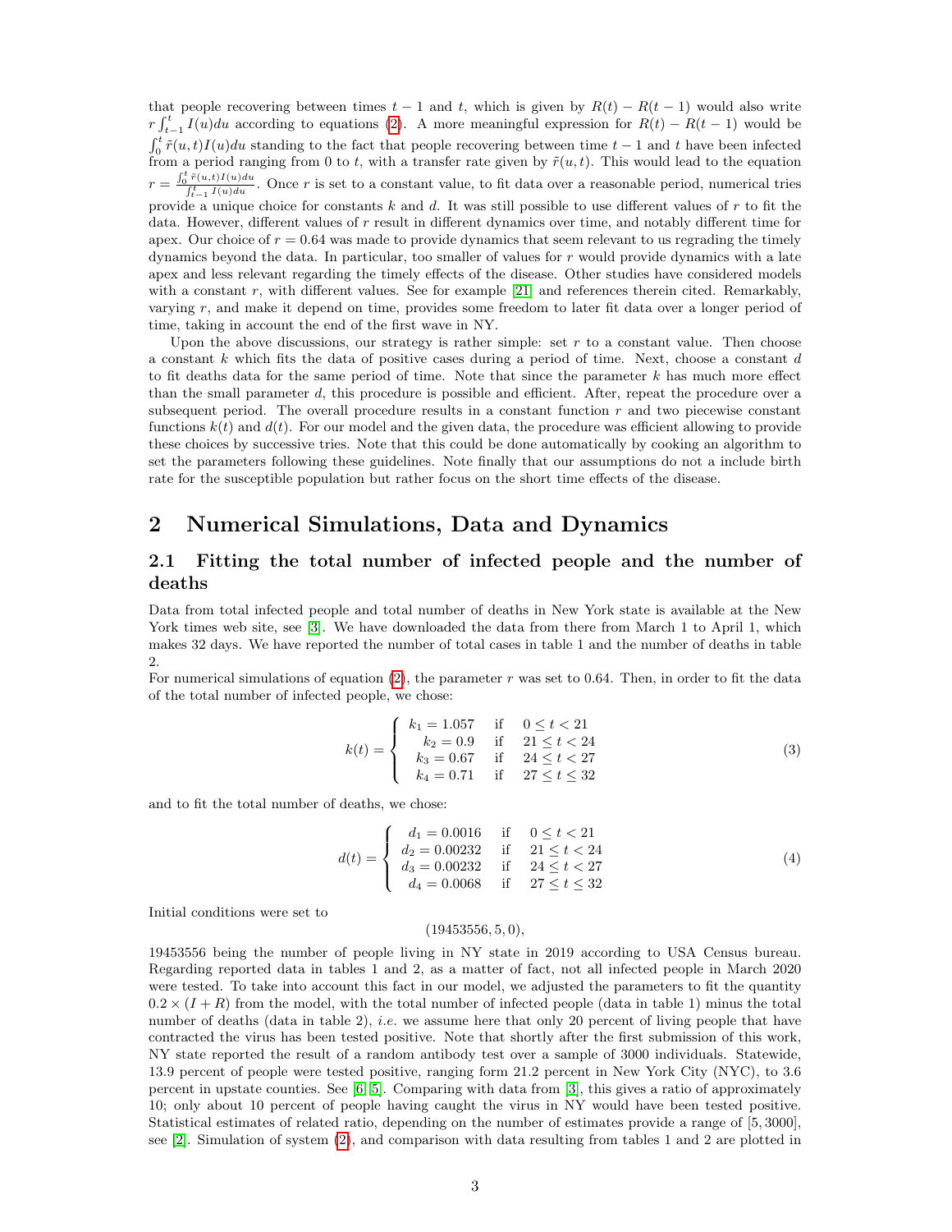that people recovering between times $t-1$ and $t$, which is given by $R(t) - R(t-1)$ would also write $r\int_{t-1}^{t} I(u)du$ according to equations (2). A more meaningful expression for $R(t) - R(t-1)$ would be $\int_0^t \tilde{r}(u,t)I(u)du$ standing to the fact that people recovering between time $t-1$ and $t$ have been infected from a period ranging from 0 to $t$, with a transfer rate given by $\tilde{r}(u,t)$. This would lead to the equation $r = \frac{\int_0^t \tilde{r}(u,t)I(u)du}{\int_{t-1}^{t} I(u)du}$. Once $r$ is set to a constant value, to fit data over a reasonable period, numerical tries provide a unique choice for constants $k$ and $d$. It was still possible to use different values of $r$ to fit the data. However, different values of $r$ result in different dynamics over time, and notably different time for apex. Our choice of $r = 0.64$ was made to provide dynamics that seem relevant to us regrading the timely dynamics beyond the data. In particular, too smaller of values for $r$ would provide dynamics with a late apex and less relevant regarding the timely effects of the disease. Other studies have considered models with a constant $r$, with different values. See for example [21] and references therein cited. Remarkably, varying $r$, and make it depend on time, provides some freedom to later fit data over a longer period of time, taking in account the end of the first wave in NY.

Upon the above discussions, our strategy is rather simple: set $r$ to a constant value. Then choose a constant $k$ which fits the data of positive cases during a period of time. Next, choose a constant $d$ to fit deaths data for the same period of time. Note that since the parameter $k$ has much more effect than the small parameter $d$, this procedure is possible and efficient. After, repeat the procedure over a subsequent period. The overall procedure results in a constant function $r$ and two piecewise constant functions $k(t)$ and $d(t)$. For our model and the given data, the procedure was efficient allowing to provide these choices by successive tries. Note that this could be done automatically by cooking an algorithm to set the parameters following these guidelines. Note finally that our assumptions do not a include birth rate for the susceptible population but rather focus on the short time effects of the disease.

## 2 Numerical Simulations, Data and Dynamics

### 2.1 Fitting the total number of infected people and the number of deaths

Data from total infected people and total number of deaths in New York state is available at the New York times web site, see [3]. We have downloaded the data from there from March 1 to April 1, which makes 32 days. We have reported the number of total cases in table 1 and the number of deaths in table 2.

For numerical simulations of equation (2), the parameter $r$ was set to 0.64. Then, in order to fit the data of the total number of infected people, we chose:

$$k(t) = \begin{cases} k_1 = 1.057 & \text{if} \quad 0 \le t < 21 \\ k_2 = 0.9 & \text{if} \quad 21 \le t < 24 \\ k_3 = 0.67 & \text{if} \quad 24 \le t < 27 \\ k_4 = 0.71 & \text{if} \quad 27 \le t \le 32 \end{cases} \tag{3}$$

and to fit the total number of deaths, we chose:

$$d(t) = \begin{cases} d_1 = 0.0016 & \text{if} \quad 0 \le t < 21 \\ d_2 = 0.00232 & \text{if} \quad 21 \le t < 24 \\ d_3 = 0.00232 & \text{if} \quad 24 \le t < 27 \\ d_4 = 0.0068 & \text{if} \quad 27 \le t \le 32 \end{cases} \tag{4}$$

Initial conditions were set to

$$(19453556, 5, 0),$$

19453556 being the number of people living in NY state in 2019 according to USA Census bureau. Regarding reported data in tables 1 and 2, as a matter of fact, not all infected people in March 2020 were tested. To take into account this fact in our model, we adjusted the parameters to fit the quantity $0.2 \times (I + R)$ from the model, with the total number of infected people (data in table 1) minus the total number of deaths (data in table 2), *i.e.* we assume here that only 20 percent of living people that have contracted the virus has been tested positive. Note that shortly after the first submission of this work, NY state reported the result of a random antibody test over a sample of 3000 individuals. Statewide, 13.9 percent of people were tested positive, ranging form 21.2 percent in New York City (NYC), to 3.6 percent in upstate counties. See [6][5]. Comparing with data from [3], this gives a ratio of approximately 10; only about 10 percent of people having caught the virus in NY would have been tested positive. Statistical estimates of related ratio, depending on the number of estimates provide a range of $[5, 3000]$, see [2]. Simulation of system (2), and comparison with data resulting from tables 1 and 2 are plotted in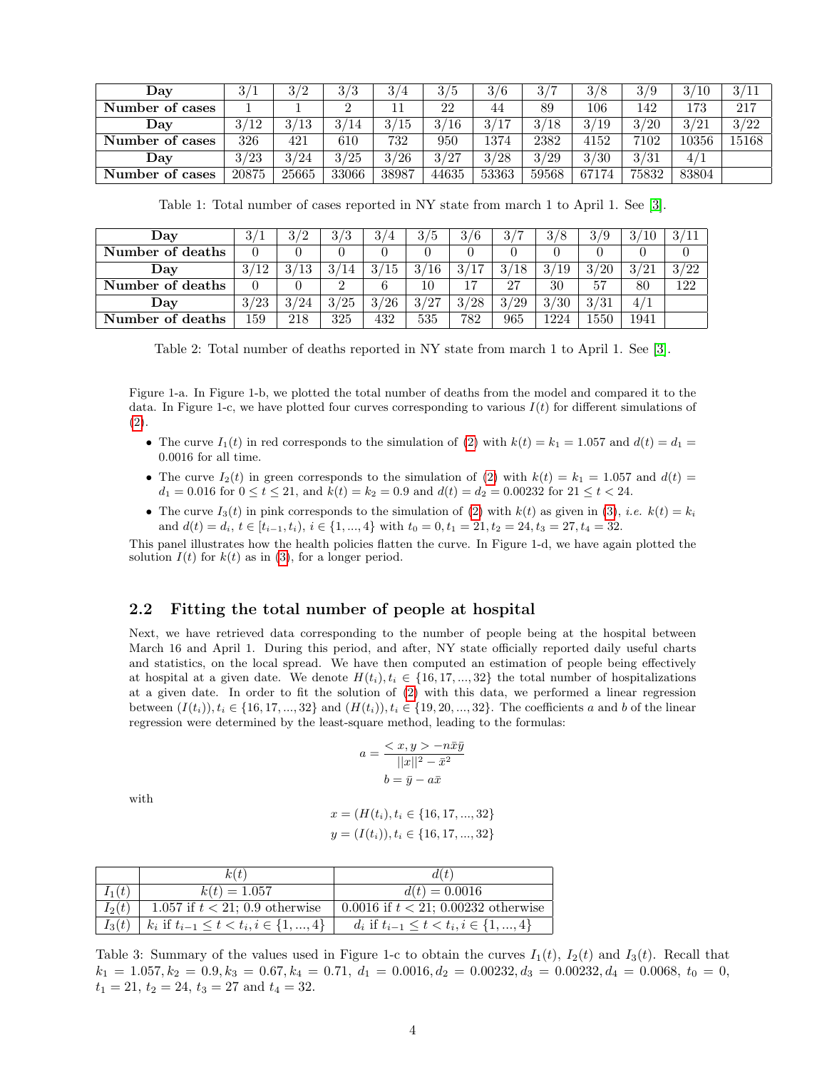| **Day** | 3/1 | 3/2 | 3/3 | 3/4 | 3/5 | 3/6 | 3/7 | 3/8 | 3/9 | 3/10 | 3/11 |
|---|---|---|---|---|---|---|---|---|---|---|---|
| **Number of cases** | 1 | 1 | 2 | 11 | 22 | 44 | 89 | 106 | 142 | 173 | 217 |
| **Day** | 3/12 | 3/13 | 3/14 | 3/15 | 3/16 | 3/17 | 3/18 | 3/19 | 3/20 | 3/21 | 3/22 |
| **Number of cases** | 326 | 421 | 610 | 732 | 950 | 1374 | 2382 | 4152 | 7102 | 10356 | 15168 |
| **Day** | 3/23 | 3/24 | 3/25 | 3/26 | 3/27 | 3/28 | 3/29 | 3/30 | 3/31 | 4/1 | |
| **Number of cases** | 20875 | 25665 | 33066 | 38987 | 44635 | 53363 | 59568 | 67174 | 75832 | 83804 | |

Table 1: Total number of cases reported in NY state from march 1 to April 1. See [3].

| **Day** | 3/1 | 3/2 | 3/3 | 3/4 | 3/5 | 3/6 | 3/7 | 3/8 | 3/9 | 3/10 | 3/11 |
|---|---|---|---|---|---|---|---|---|---|---|---|
| **Number of deaths** | 0 | 0 | 0 | 0 | 0 | 0 | 0 | 0 | 0 | 0 | 0 |
| **Day** | 3/12 | 3/13 | 3/14 | 3/15 | 3/16 | 3/17 | 3/18 | 3/19 | 3/20 | 3/21 | 3/22 |
| **Number of deaths** | 0 | 0 | 2 | 6 | 10 | 17 | 27 | 30 | 57 | 80 | 122 |
| **Day** | 3/23 | 3/24 | 3/25 | 3/26 | 3/27 | 3/28 | 3/29 | 3/30 | 3/31 | 4/1 | |
| **Number of deaths** | 159 | 218 | 325 | 432 | 535 | 782 | 965 | 1224 | 1550 | 1941 | |

Table 2: Total number of deaths reported in NY state from march 1 to April 1. See [3].

Figure 1-a. In Figure 1-b, we plotted the total number of deaths from the model and compared it to the data. In Figure 1-c, we have plotted four curves corresponding to various $I(t)$ for different simulations of (2).

- The curve $I_1(t)$ in red corresponds to the simulation of (2) with $k(t) = k_1 = 1.057$ and $d(t) = d_1 = 0.0016$ for all time.
- The curve $I_2(t)$ in green corresponds to the simulation of (2) with $k(t) = k_1 = 1.057$ and $d(t) = d_1 = 0.016$ for $0 \leq t \leq 21$, and $k(t) = k_2 = 0.9$ and $d(t) = d_2 = 0.00232$ for $21 \leq t < 24$.
- The curve $I_3(t)$ in pink corresponds to the simulation of (2) with $k(t)$ as given in (3), *i.e.* $k(t) = k_i$ and $d(t) = d_i$, $t \in [t_{i-1}, t_i)$, $i \in \{1, ..., 4\}$ with $t_0 = 0, t_1 = 21, t_2 = 24, t_3 = 27, t_4 = 32$.

This panel illustrates how the health policies flatten the curve. In Figure 1-d, we have again plotted the solution $I(t)$ for $k(t)$ as in (3), for a longer period.

## 2.2 Fitting the total number of people at hospital

Next, we have retrieved data corresponding to the number of people being at the hospital between March 16 and April 1. During this period, and after, NY state officially reported daily useful charts and statistics, on the local spread. We have then computed an estimation of people being effectively at hospital at a given date. We denote $H(t_i), t_i \in \{16, 17, ..., 32\}$ the total number of hospitalizations at a given date. In order to fit the solution of (2) with this data, we performed a linear regression between $(I(t_i)), t_i \in \{16, 17, ..., 32\}$ and $(H(t_i)), t_i \in \{19, 20, ..., 32\}$. The coefficients $a$ and $b$ of the linear regression were determined by the least-square method, leading to the formulas:

$$a = \frac{< x, y > -n\bar{x}\bar{y}}{||x||^2 - \bar{x}^2}$$

$$b = \bar{y} - a\bar{x}$$

with

$$x = (H(t_i), t_i \in \{16, 17, ..., 32\}$$

$$y = (I(t_i)), t_i \in \{16, 17, ..., 32\}$$

| | $k(t)$ | $d(t)$ |
|---|---|---|
| $I_1(t)$ | $k(t) = 1.057$ | $d(t) = 0.0016$ |
| $I_2(t)$ | 1.057 if $t < 21$; 0.9 otherwise | 0.0016 if $t < 21$; 0.00232 otherwise |
| $I_3(t)$ | $k_i$ if $t_{i-1} \leq t < t_i, i \in \{1, ..., 4\}$ | $d_i$ if $t_{i-1} \leq t < t_i, i \in \{1, ..., 4\}$ |

Table 3: Summary of the values used in Figure 1-c to obtain the curves $I_1(t)$, $I_2(t)$ and $I_3(t)$. Recall that $k_1 = 1.057, k_2 = 0.9, k_3 = 0.67, k_4 = 0.71$, $d_1 = 0.0016, d_2 = 0.00232, d_3 = 0.00232, d_4 = 0.0068$, $t_0 = 0$, $t_1 = 21$, $t_2 = 24$, $t_3 = 27$ and $t_4 = 32$.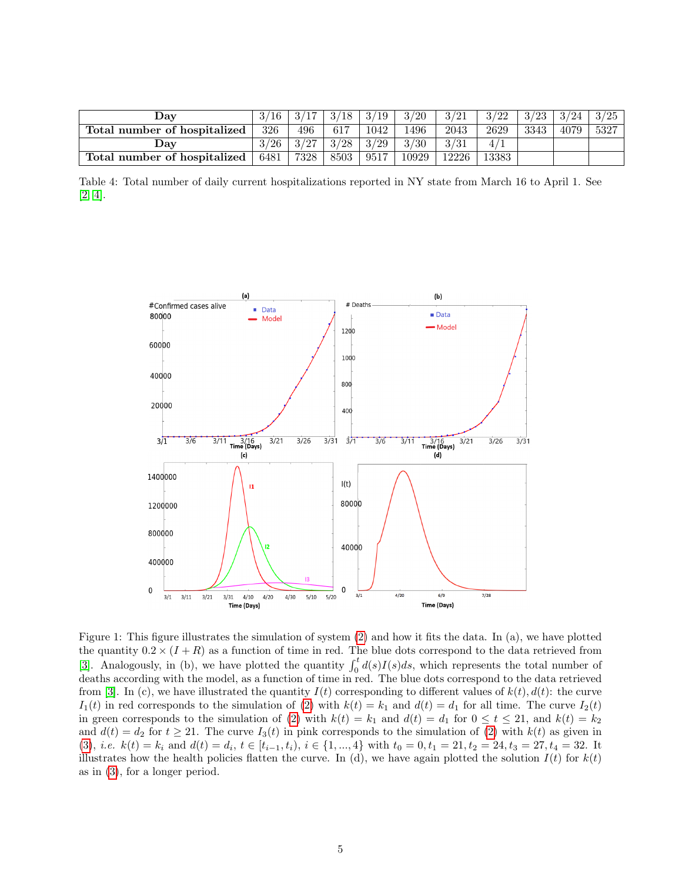| Day | 3/16 | 3/17 | 3/18 | 3/19 | 3/20 | 3/21 | 3/22 | 3/23 | 3/24 | 3/25 |
|---|---|---|---|---|---|---|---|---|---|---|
| **Total number of hospitalized** | 326 | 496 | 617 | 1042 | 1496 | 2043 | 2629 | 3343 | 4079 | 5327 |
| **Day** | 3/26 | 3/27 | 3/28 | 3/29 | 3/30 | 3/31 | 4/1 | | | |
| **Total number of hospitalized** | 6481 | 7328 | 8503 | 9517 | 10929 | 12226 | 13383 | | | |

Table 4: Total number of daily current hospitalizations reported in NY state from March 16 to April 1. See [2, 4].

Figure 1: This figure illustrates the simulation of system (2) and how it fits the data. In (a), we have plotted the quantity $0.2 \times (I + R)$ as a function of time in red. The blue dots correspond to the data retrieved from [3]. Analogously, in (b), we have plotted the quantity $\int_0^t d(s)I(s)ds$, which represents the total number of deaths according with the model, as a function of time in red. The blue dots correspond to the data retrieved from [3]. In (c), we have illustrated the quantity $I(t)$ corresponding to different values of $k(t), d(t)$: the curve $I_1(t)$ in red corresponds to the simulation of (2) with $k(t) = k_1$ and $d(t) = d_1$ for all time. The curve $I_2(t)$ in green corresponds to the simulation of (2) with $k(t) = k_1$ and $d(t) = d_1$ for $0 \leq t \leq 21$, and $k(t) = k_2$ and $d(t) = d_2$ for $t \geq 21$. The curve $I_3(t)$ in pink corresponds to the simulation of (2) with $k(t)$ as given in (3), *i.e.* $k(t) = k_i$ and $d(t) = d_i$, $t \in [t_{i-1}, t_i)$, $i \in \{1, ..., 4\}$ with $t_0 = 0, t_1 = 21, t_2 = 24, t_3 = 27, t_4 = 32$. It illustrates how the health policies flatten the curve. In (d), we have again plotted the solution $I(t)$ for $k(t)$ as in (3), for a longer period.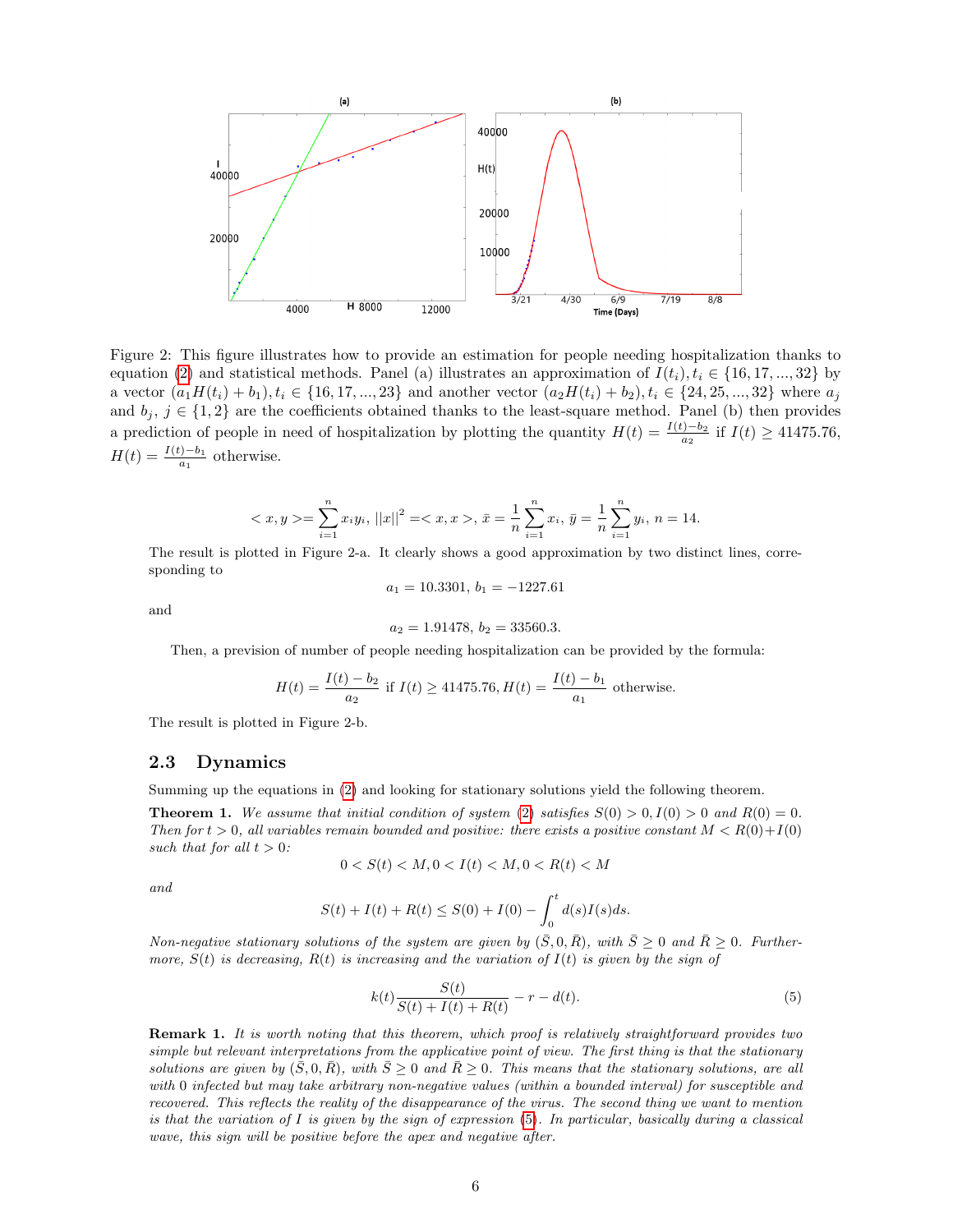Figure 2: This figure illustrates how to provide an estimation for people needing hospitalization thanks to equation (2) and statistical methods. Panel (a) illustrates an approximation of $I(t_i), t_i \in \{16, 17, ..., 32\}$ by a vector $(a_1 H(t_i) + b_1), t_i \in \{16, 17, ..., 23\}$ and another vector $(a_2 H(t_i) + b_2), t_i \in \{24, 25, ..., 32\}$ where $a_j$ and $b_j$, $j \in \{1, 2\}$ are the coefficients obtained thanks to the least-square method. Panel (b) then provides a prediction of people in need of hospitalization by plotting the quantity $H(t) = \frac{I(t)-b_2}{a_2}$ if $I(t) \geq 41475.76$, $H(t) = \frac{I(t)-b_1}{a_1}$ otherwise.

$$< x, y >= \sum_{i=1}^{n} x_i y_i,\ ||x||^2 =< x, x >,\ \bar{x} = \frac{1}{n}\sum_{i=1}^{n} x_i,\ \bar{y} = \frac{1}{n}\sum_{i=1}^{n} y_i,\ n = 14.$$

The result is plotted in Figure 2-a. It clearly shows a good approximation by two distinct lines, corresponding to

$$a_1 = 10.3301,\ b_1 = -1227.61$$

and

$$a_2 = 1.91478,\ b_2 = 33560.3.$$

Then, a prevision of number of people needing hospitalization can be provided by the formula:

$$H(t) = \frac{I(t) - b_2}{a_2} \text{ if } I(t) \geq 41475.76,\ H(t) = \frac{I(t) - b_1}{a_1} \text{ otherwise.}$$

The result is plotted in Figure 2-b.

### 2.3 Dynamics

Summing up the equations in (2) and looking for stationary solutions yield the following theorem.

**Theorem 1.** *We assume that initial condition of system (2) satisfies $S(0) > 0, I(0) > 0$ and $R(0) = 0$. Then for $t > 0$, all variables remain bounded and positive: there exists a positive constant $M < R(0)+I(0)$ such that for all $t > 0$:*

$$0 < S(t) < M, 0 < I(t) < M, 0 < R(t) < M$$

*and*

$$S(t) + I(t) + R(t) \leq S(0) + I(0) - \int_0^t d(s)I(s)ds.$$

*Non-negative stationary solutions of the system are given by $(\bar{S}, 0, \bar{R})$, with $\bar{S} \geq 0$ and $\bar{R} \geq 0$. Furthermore, $S(t)$ is decreasing, $R(t)$ is increasing and the variation of $I(t)$ is given by the sign of*

$$k(t)\frac{S(t)}{S(t) + I(t) + R(t)} - r - d(t). \tag{5}$$

**Remark 1.** *It is worth noting that this theorem, which proof is relatively straightforward provides two simple but relevant interpretations from the applicative point of view. The first thing is that the stationary solutions are given by $(\bar{S}, 0, \bar{R})$, with $\bar{S} \geq 0$ and $\bar{R} \geq 0$. This means that the stationary solutions, are all with 0 infected but may take arbitrary non-negative values (within a bounded interval) for susceptible and recovered. This reflects the reality of the disappearance of the virus. The second thing we want to mention is that the variation of $I$ is given by the sign of expression (5). In particular, basically during a classical wave, this sign will be positive before the apex and negative after.*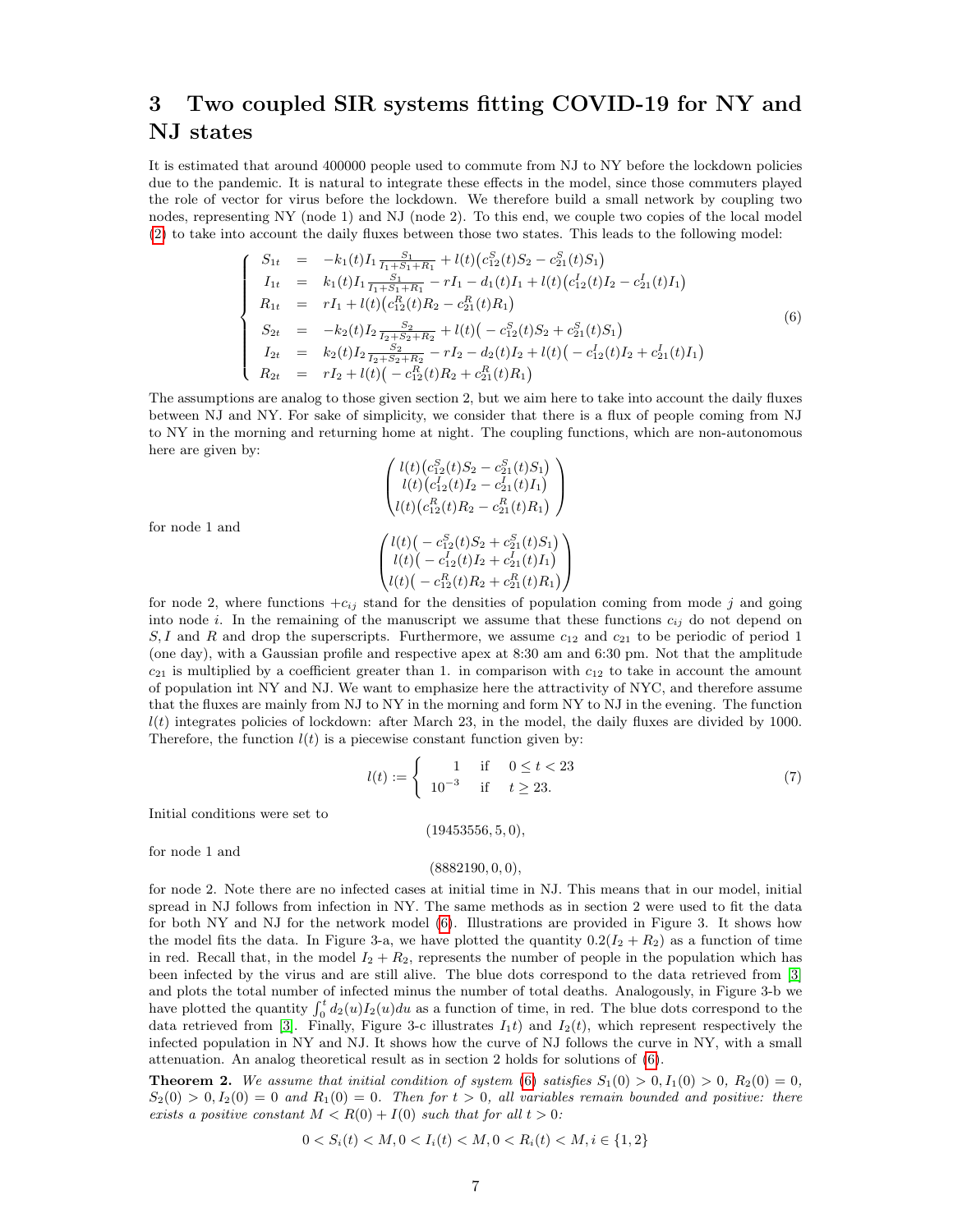# 3 Two coupled SIR systems fitting COVID-19 for NY and NJ states

It is estimated that around 400000 people used to commute from NJ to NY before the lockdown policies due to the pandemic. It is natural to integrate these effects in the model, since those commuters played the role of vector for virus before the lockdown. We therefore build a small network by coupling two nodes, representing NY (node 1) and NJ (node 2). To this end, we couple two copies of the local model (2) to take into account the daily fluxes between those two states. This leads to the following model:

$$
\left\{
\begin{array}{rcl}
S_{1t} & = & -k_1(t)I_1\frac{S_1}{I_1+S_1+R_1} + l(t)\big(c_{12}^S(t)S_2 - c_{21}^S(t)S_1\big) \\
I_{1t} & = & k_1(t)I_1\frac{S_1}{I_1+S_1+R_1} - rI_1 - d_1(t)I_1 + l(t)\big(c_{12}^I(t)I_2 - c_{21}^I(t)I_1\big) \\
R_{1t} & = & rI_1 + l(t)\big(c_{12}^R(t)R_2 - c_{21}^R(t)R_1\big) \\
S_{2t} & = & -k_2(t)I_2\frac{S_2}{I_2+S_2+R_2} + l(t)\big(-c_{12}^S(t)S_2 + c_{21}^S(t)S_1\big) \\
I_{2t} & = & k_2(t)I_2\frac{S_2}{I_2+S_2+R_2} - rI_2 - d_2(t)I_2 + l(t)\big(-c_{12}^I(t)I_2 + c_{21}^I(t)I_1\big) \\
R_{2t} & = & rI_2 + l(t)\big(-c_{12}^R(t)R_2 + c_{21}^R(t)R_1\big)
\end{array}
\right. \tag{6}
$$

The assumptions are analog to those given section 2, but we aim here to take into account the daily fluxes between NJ and NY. For sake of simplicity, we consider that there is a flux of people coming from NJ to NY in the morning and returning home at night. The coupling functions, which are non-autonomous here are given by:

$$
\begin{pmatrix}
l(t)\big(c_{12}^S(t)S_2 - c_{21}^S(t)S_1\big) \\
l(t)\big(c_{12}^I(t)I_2 - c_{21}^I(t)I_1\big) \\
l(t)\big(c_{12}^R(t)R_2 - c_{21}^R(t)R_1\big)
\end{pmatrix}
$$

for node 1 and

$$
\begin{pmatrix}
l(t)\big(-c_{12}^S(t)S_2 + c_{21}^S(t)S_1\big) \\
l(t)\big(-c_{12}^I(t)I_2 + c_{21}^I(t)I_1\big) \\
l(t)\big(-c_{12}^R(t)R_2 + c_{21}^R(t)R_1\big)
\end{pmatrix}
$$

for node 2, where functions $+c_{ij}$ stand for the densities of population coming from mode $j$ and going into node $i$. In the remaining of the manuscript we assume that these functions $c_{ij}$ do not depend on $S, I$ and $R$ and drop the superscripts. Furthermore, we assume $c_{12}$ and $c_{21}$ to be periodic of period 1 (one day), with a Gaussian profile and respective apex at 8:30 am and 6:30 pm. Not that the amplitude $c_{21}$ is multiplied by a coefficient greater than 1. in comparison with $c_{12}$ to take in account the amount of population int NY and NJ. We want to emphasize here the attractivity of NYC, and therefore assume that the fluxes are mainly from NJ to NY in the morning and form NY to NJ in the evening. The function $l(t)$ integrates policies of lockdown: after March 23, in the model, the daily fluxes are divided by 1000. Therefore, the function $l(t)$ is a piecewise constant function given by:

$$
l(t) := \left\{
\begin{array}{ll}
1 & \text{if} \quad 0 \le t < 23 \\
10^{-3} & \text{if} \quad t \ge 23.
\end{array}
\right. \tag{7}
$$

Initial conditions were set to

$$(19453556, 5, 0),$$

for node 1 and

$$(8882190, 0, 0),$$

for node 2. Note there are no infected cases at initial time in NJ. This means that in our model, initial spread in NJ follows from infection in NY. The same methods as in section 2 were used to fit the data for both NY and NJ for the network model (6). Illustrations are provided in Figure 3. It shows how the model fits the data. In Figure 3-a, we have plotted the quantity $0.2(I_2 + R_2)$ as a function of time in red. Recall that, in the model $I_2 + R_2$, represents the number of people in the population which has been infected by the virus and are still alive. The blue dots correspond to the data retrieved from [3] and plots the total number of infected minus the number of total deaths. Analogously, in Figure 3-b we have plotted the quantity $\int_0^t d_2(u)I_2(u)du$ as a function of time, in red. The blue dots correspond to the data retrieved from [3]. Finally, Figure 3-c illustrates $I_1t)$ and $I_2(t)$, which represent respectively the infected population in NY and NJ. It shows how the curve of NJ follows the curve in NY, with a small attenuation. An analog theoretical result as in section 2 holds for solutions of (6).

**Theorem 2.** *We assume that initial condition of system (6) satisfies $S_1(0) > 0, I_1(0) > 0$, $R_2(0) = 0$, $S_2(0) > 0, I_2(0) = 0$ and $R_1(0) = 0$. Then for $t > 0$, all variables remain bounded and positive: there exists a positive constant $M < R(0) + I(0)$ such that for all $t > 0$:*

$$0 < S_i(t) < M, 0 < I_i(t) < M, 0 < R_i(t) < M, i \in \{1, 2\}$$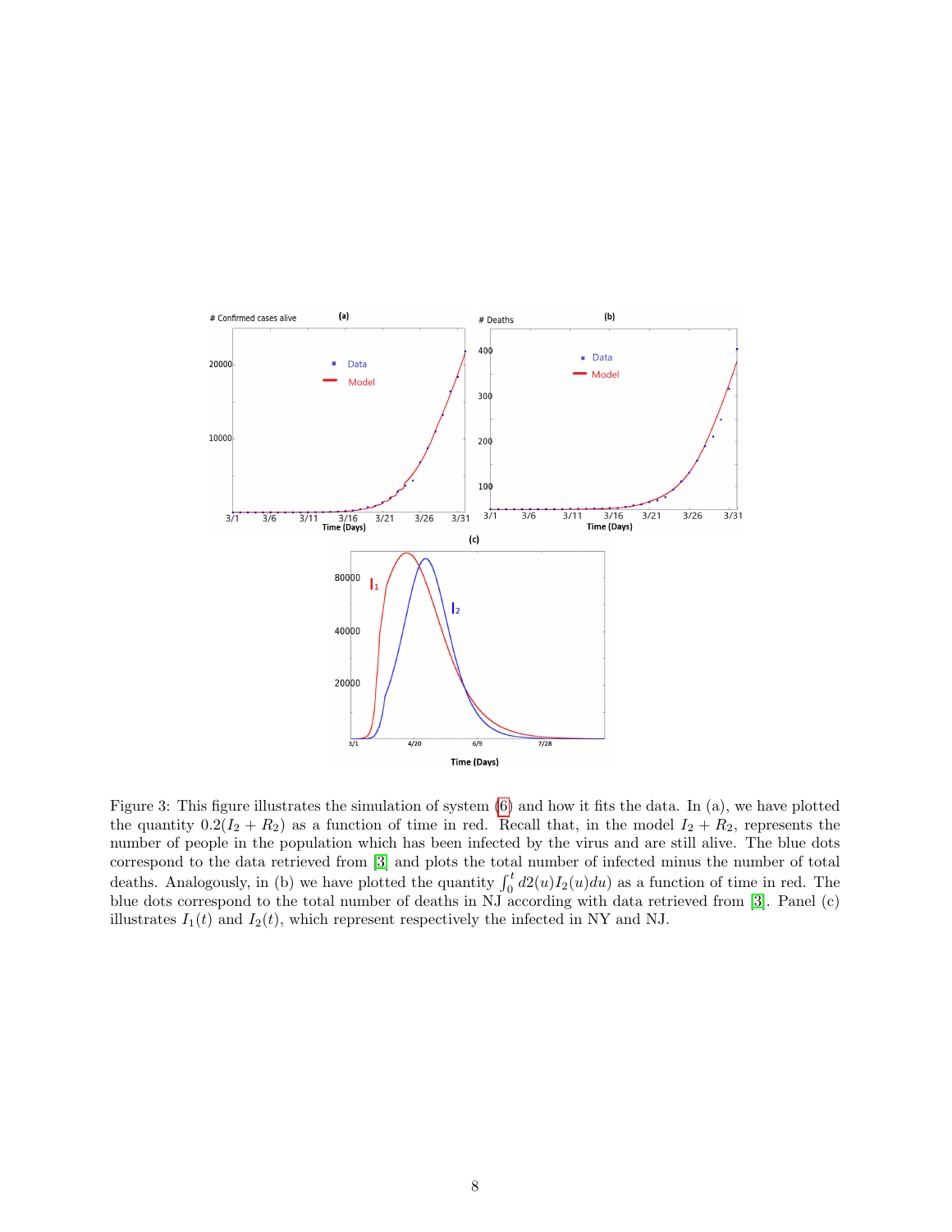Figure 3: This figure illustrates the simulation of system (6) and how it fits the data. In (a), we have plotted the quantity $0.2(I_2 + R_2)$ as a function of time in red. Recall that, in the model $I_2 + R_2$, represents the number of people in the population which has been infected by the virus and are still alive. The blue dots correspond to the data retrieved from [3] and plots the total number of infected minus the number of total deaths. Analogously, in (b) we have plotted the quantity $\int_0^t d2(u)I_2(u)du)$ as a function of time in red. The blue dots correspond to the total number of deaths in NJ according with data retrieved from [3]. Panel (c) illustrates $I_1(t)$ and $I_2(t)$, which represent respectively the infected in NY and NJ.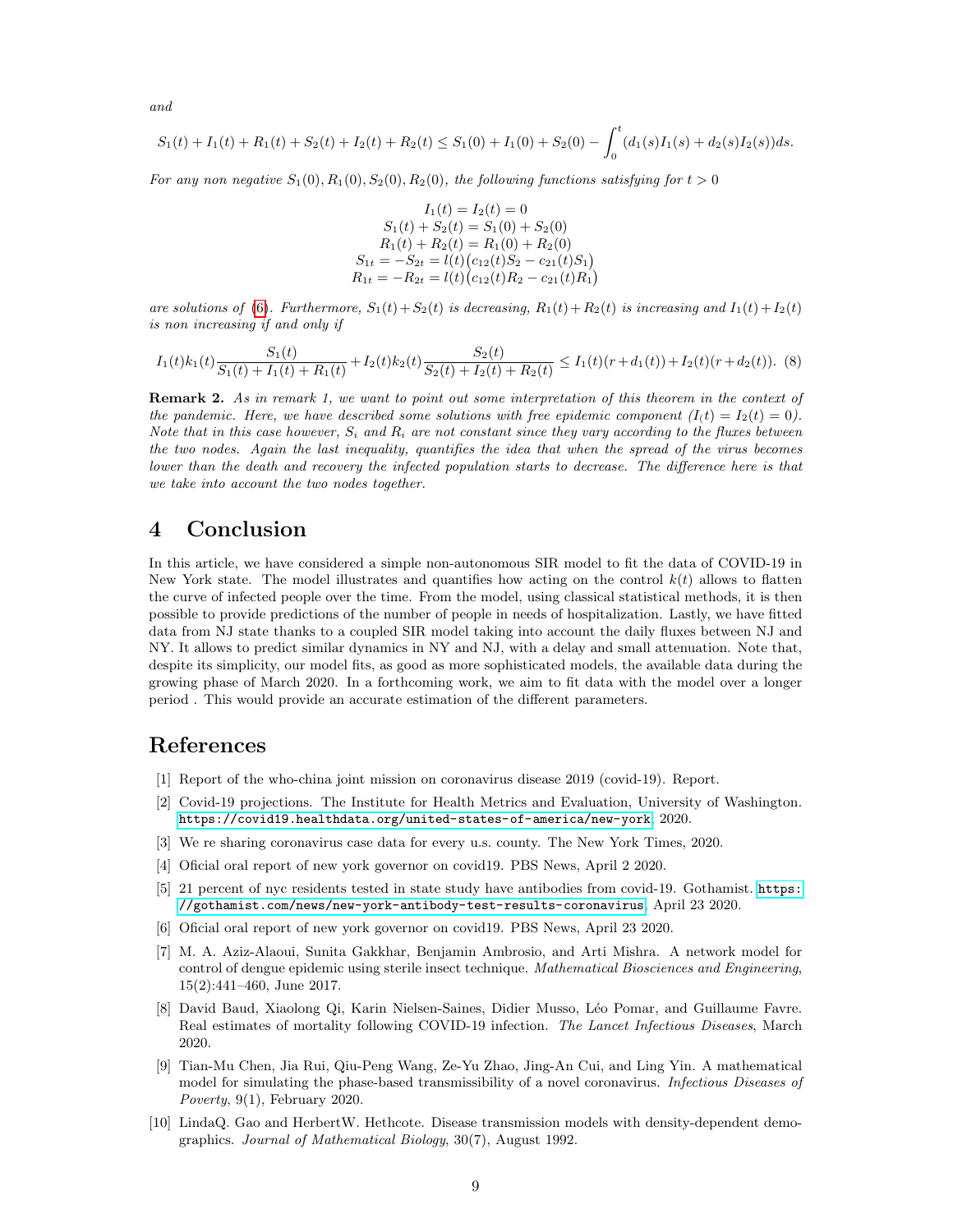*and*

$$S_1(t)+I_1(t)+R_1(t)+S_2(t)+I_2(t)+R_2(t) \leq S_1(0)+I_1(0)+S_2(0)-\int_0^t (d_1(s)I_1(s)+d_2(s)I_2(s))ds.$$

*For any non negative* $S_1(0), R_1(0), S_2(0), R_2(0)$*, the following functions satisfying for* $t>0$

$$\begin{aligned} I_1(t) = I_2(t) &= 0 \\ S_1(t)+S_2(t) &= S_1(0)+S_2(0) \\ R_1(t)+R_2(t) &= R_1(0)+R_2(0) \\ S_{1t} = -S_{2t} &= l(t)\big(c_{12}(t)S_2 - c_{21}(t)S_1\big) \\ R_{1t} = -R_{2t} &= l(t)\big(c_{12}(t)R_2 - c_{21}(t)R_1\big) \end{aligned}$$

*are solutions of* (6)*. Furthermore,* $S_1(t)+S_2(t)$ *is decreasing,* $R_1(t)+R_2(t)$ *is increasing and* $I_1(t)+I_2(t)$ *is non increasing if and only if*

$$I_1(t)k_1(t)\frac{S_1(t)}{S_1(t)+I_1(t)+R_1(t)} + I_2(t)k_2(t)\frac{S_2(t)}{S_2(t)+I_2(t)+R_2(t)} \leq I_1(t)(r+d_1(t))+I_2(t)(r+d_2(t)). \quad (8)$$

**Remark 2.** *As in remark 1, we want to point out some interpretation of this theorem in the context of the pandemic. Here, we have described some solutions with free epidemic component* ($I_(t) = I_2(t) = 0$)*. Note that in this case however,* $S_i$ *and* $R_i$ *are not constant since they vary according to the fluxes between the two nodes. Again the last inequality, quantifies the idea that when the spread of the virus becomes lower than the death and recovery the infected population starts to decrease. The difference here is that we take into account the two nodes together.*

# 4 Conclusion

In this article, we have considered a simple non-autonomous SIR model to fit the data of COVID-19 in New York state. The model illustrates and quantifies how acting on the control $k(t)$ allows to flatten the curve of infected people over the time. From the model, using classical statistical methods, it is then possible to provide predictions of the number of people in needs of hospitalization. Lastly, we have fitted data from NJ state thanks to a coupled SIR model taking into account the daily fluxes between NJ and NY. It allows to predict similar dynamics in NY and NJ, with a delay and small attenuation. Note that, despite its simplicity, our model fits, as good as more sophisticated models, the available data during the growing phase of March 2020. In a forthcoming work, we aim to fit data with the model over a longer period . This would provide an accurate estimation of the different parameters.

# References

[1] Report of the who-china joint mission on coronavirus disease 2019 (covid-19). Report.

[2] Covid-19 projections. The Institute for Health Metrics and Evaluation, University of Washington. https://covid19.healthdata.org/united-states-of-america/new-york, 2020.

[3] We re sharing coronavirus case data for every u.s. county. The New York Times, 2020.

[4] Oficial oral report of new york governor on covid19. PBS News, April 2 2020.

[5] 21 percent of nyc residents tested in state study have antibodies from covid-19. Gothamist. https://gothamist.com/news/new-york-antibody-test-results-coronavirus, April 23 2020.

[6] Oficial oral report of new york governor on covid19. PBS News, April 23 2020.

[7] M. A. Aziz-Alaoui, Sunita Gakkhar, Benjamin Ambrosio, and Arti Mishra. A network model for control of dengue epidemic using sterile insect technique. *Mathematical Biosciences and Engineering*, 15(2):441–460, June 2017.

[8] David Baud, Xiaolong Qi, Karin Nielsen-Saines, Didier Musso, Léo Pomar, and Guillaume Favre. Real estimates of mortality following COVID-19 infection. *The Lancet Infectious Diseases*, March 2020.

[9] Tian-Mu Chen, Jia Rui, Qiu-Peng Wang, Ze-Yu Zhao, Jing-An Cui, and Ling Yin. A mathematical model for simulating the phase-based transmissibility of a novel coronavirus. *Infectious Diseases of Poverty*, 9(1), February 2020.

[10] LindaQ. Gao and HerbertW. Hethcote. Disease transmission models with density-dependent demographics. *Journal of Mathematical Biology*, 30(7), August 1992.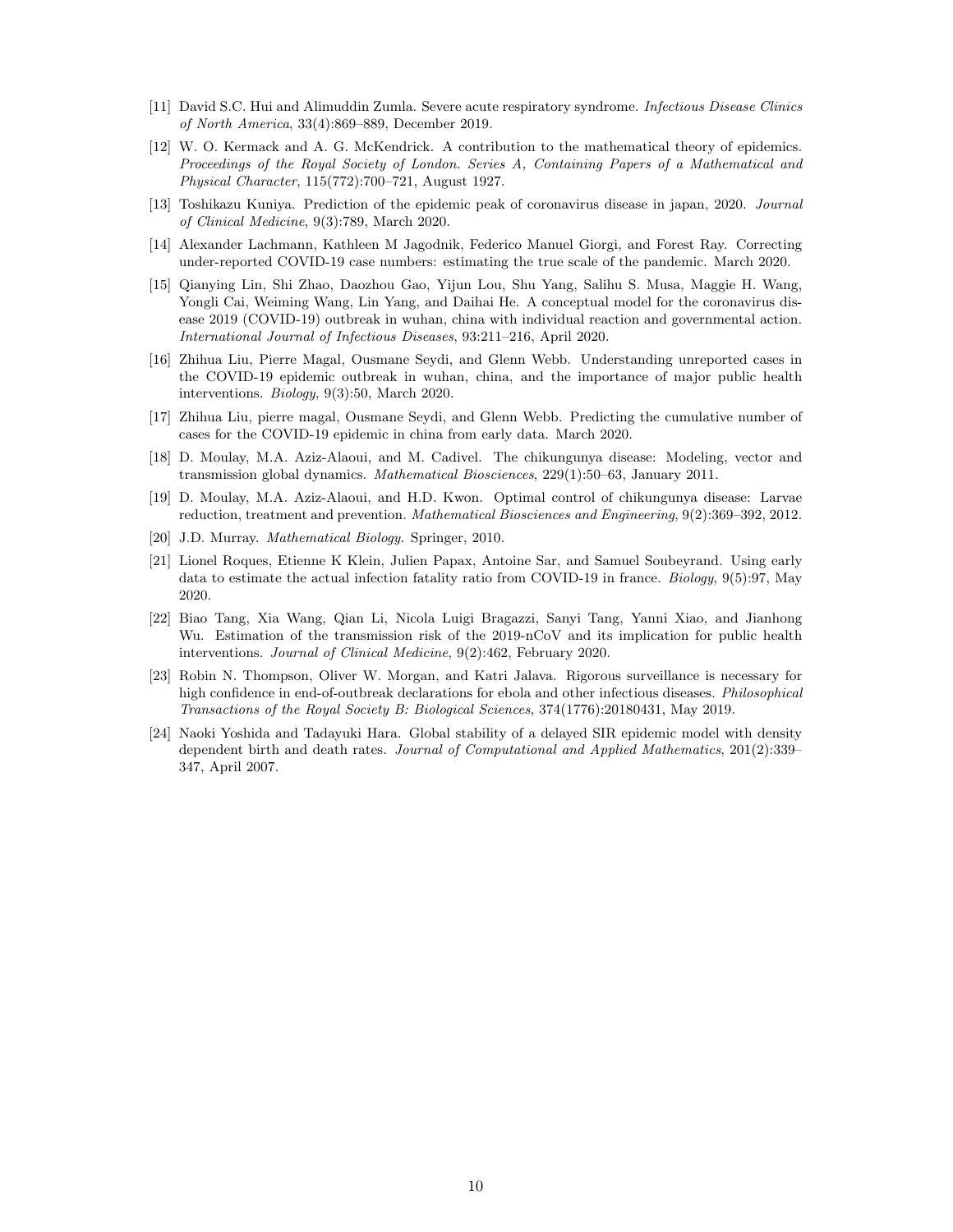[11] David S.C. Hui and Alimuddin Zumla. Severe acute respiratory syndrome. *Infectious Disease Clinics of North America*, 33(4):869–889, December 2019.

[12] W. O. Kermack and A. G. McKendrick. A contribution to the mathematical theory of epidemics. *Proceedings of the Royal Society of London. Series A, Containing Papers of a Mathematical and Physical Character*, 115(772):700–721, August 1927.

[13] Toshikazu Kuniya. Prediction of the epidemic peak of coronavirus disease in japan, 2020. *Journal of Clinical Medicine*, 9(3):789, March 2020.

[14] Alexander Lachmann, Kathleen M Jagodnik, Federico Manuel Giorgi, and Forest Ray. Correcting under-reported COVID-19 case numbers: estimating the true scale of the pandemic. March 2020.

[15] Qianying Lin, Shi Zhao, Daozhou Gao, Yijun Lou, Shu Yang, Salihu S. Musa, Maggie H. Wang, Yongli Cai, Weiming Wang, Lin Yang, and Daihai He. A conceptual model for the coronavirus disease 2019 (COVID-19) outbreak in wuhan, china with individual reaction and governmental action. *International Journal of Infectious Diseases*, 93:211–216, April 2020.

[16] Zhihua Liu, Pierre Magal, Ousmane Seydi, and Glenn Webb. Understanding unreported cases in the COVID-19 epidemic outbreak in wuhan, china, and the importance of major public health interventions. *Biology*, 9(3):50, March 2020.

[17] Zhihua Liu, pierre magal, Ousmane Seydi, and Glenn Webb. Predicting the cumulative number of cases for the COVID-19 epidemic in china from early data. March 2020.

[18] D. Moulay, M.A. Aziz-Alaoui, and M. Cadivel. The chikungunya disease: Modeling, vector and transmission global dynamics. *Mathematical Biosciences*, 229(1):50–63, January 2011.

[19] D. Moulay, M.A. Aziz-Alaoui, and H.D. Kwon. Optimal control of chikungunya disease: Larvae reduction, treatment and prevention. *Mathematical Biosciences and Engineering*, 9(2):369–392, 2012.

[20] J.D. Murray. *Mathematical Biology*. Springer, 2010.

[21] Lionel Roques, Etienne K Klein, Julien Papax, Antoine Sar, and Samuel Soubeyrand. Using early data to estimate the actual infection fatality ratio from COVID-19 in france. *Biology*, 9(5):97, May 2020.

[22] Biao Tang, Xia Wang, Qian Li, Nicola Luigi Bragazzi, Sanyi Tang, Yanni Xiao, and Jianhong Wu. Estimation of the transmission risk of the 2019-nCoV and its implication for public health interventions. *Journal of Clinical Medicine*, 9(2):462, February 2020.

[23] Robin N. Thompson, Oliver W. Morgan, and Katri Jalava. Rigorous surveillance is necessary for high confidence in end-of-outbreak declarations for ebola and other infectious diseases. *Philosophical Transactions of the Royal Society B: Biological Sciences*, 374(1776):20180431, May 2019.

[24] Naoki Yoshida and Tadayuki Hara. Global stability of a delayed SIR epidemic model with density dependent birth and death rates. *Journal of Computational and Applied Mathematics*, 201(2):339–347, April 2007.